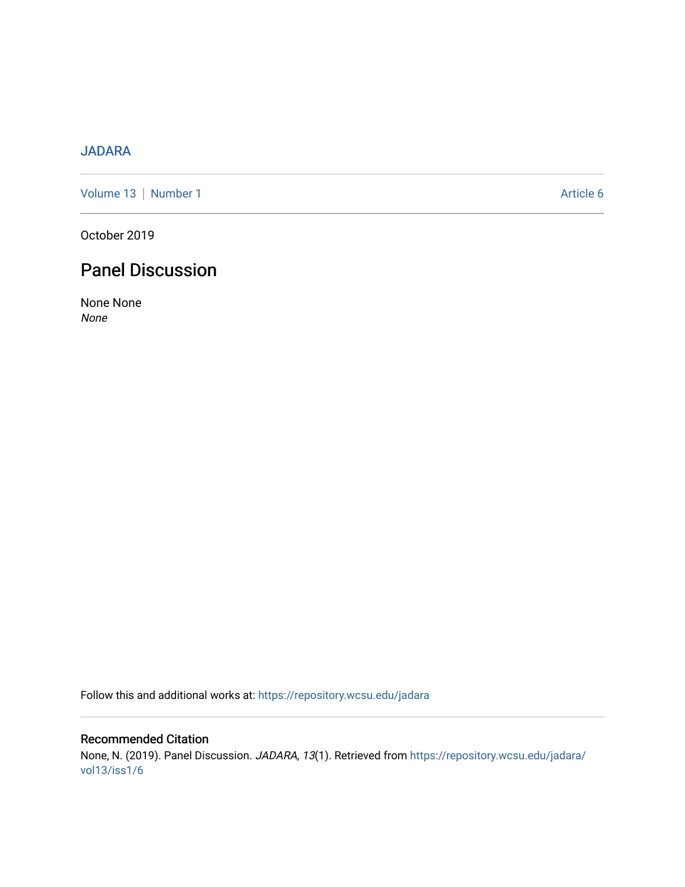JADARA

Volume 13 | Number 1 Article 6

October 2019

# Panel Discussion

None None

*None*

Follow this and additional works at: https://repository.wcsu.edu/jadara

## Recommended Citation

None, N. (2019). Panel Discussion. *JADARA, 13*(1). Retrieved from https://repository.wcsu.edu/jadara/vol13/iss1/6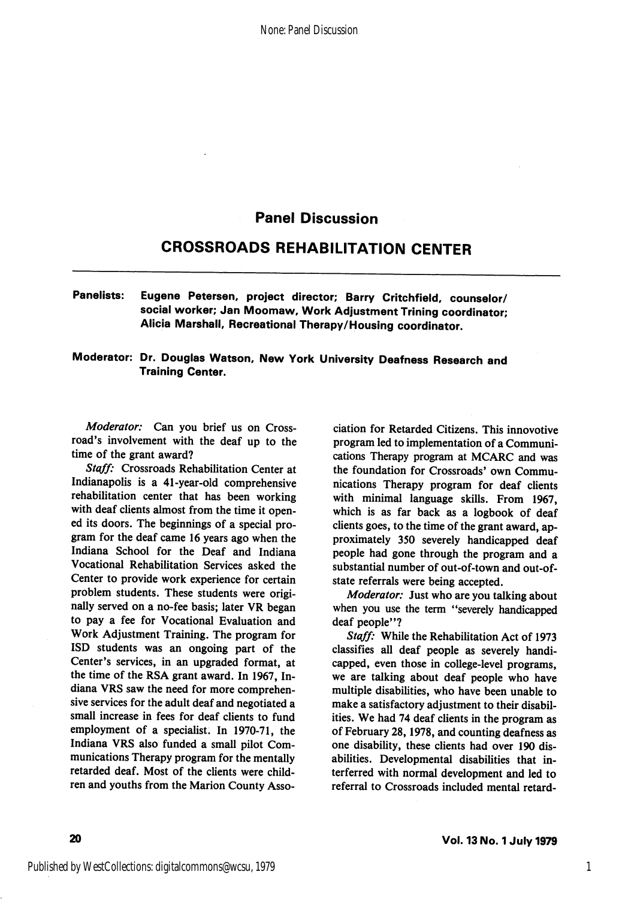# Panel Discussion

## CROSSROADS REHABILITATION CENTER

**Panelists:** **Eugene Petersen, project director; Barry Critchfield, counselor/social worker; Jan Moomaw, Work Adjustment Trining coordinator; Alicia Marshall, Recreational Therapy/Housing coordinator.**

**Moderator: Dr. Douglas Watson, New York University Deafness Research and Training Center.**

---

*Moderator:* Can you brief us on Crossroad's involvement with the deaf up to the time of the grant award?

*Staff:* Crossroads Rehabilitation Center at Indianapolis is a 41-year-old comprehensive rehabilitation center that has been working with deaf clients almost from the time it opened its doors. The beginnings of a special program for the deaf came 16 years ago when the Indiana School for the Deaf and Indiana Vocational Rehabilitation Services asked the Center to provide work experience for certain problem students. These students were originally served on a no-fee basis; later VR began to pay a fee for Vocational Evaluation and Work Adjustment Training. The program for ISD students was an ongoing part of the Center's services, in an upgraded format, at the time of the RSA grant award. In 1967, Indiana VRS saw the need for more comprehensive services for the adult deaf and negotiated a small increase in fees for deaf clients to fund employment of a specialist. In 1970-71, the Indiana VRS also funded a small pilot Communications Therapy program for the mentally retarded deaf. Most of the clients were children and youths from the Marion County Association for Retarded Citizens. This innovotive program led to implementation of a Communications Therapy program at MCARC and was the foundation for Crossroads' own Communications Therapy program for deaf clients with minimal language skills. From 1967, which is as far back as a logbook of deaf clients goes, to the time of the grant award, approximately 350 severely handicapped deaf people had gone through the program and a substantial number of out-of-town and out-of-state referrals were being accepted.

*Moderator:* Just who are you talking about when you use the term "severely handicapped deaf people"?

*Staff:* While the Rehabilitation Act of 1973 classifies all deaf people as severely handicapped, even those in college-level programs, we are talking about deaf people who have multiple disabilities, who have been unable to make a satisfactory adjustment to their disabilities. We had 74 deaf clients in the program as of February 28, 1978, and counting deafness as one disability, these clients had over 190 disabilities. Developmental disabilities that interferred with normal development and led to referral to Crossroads included mental retard-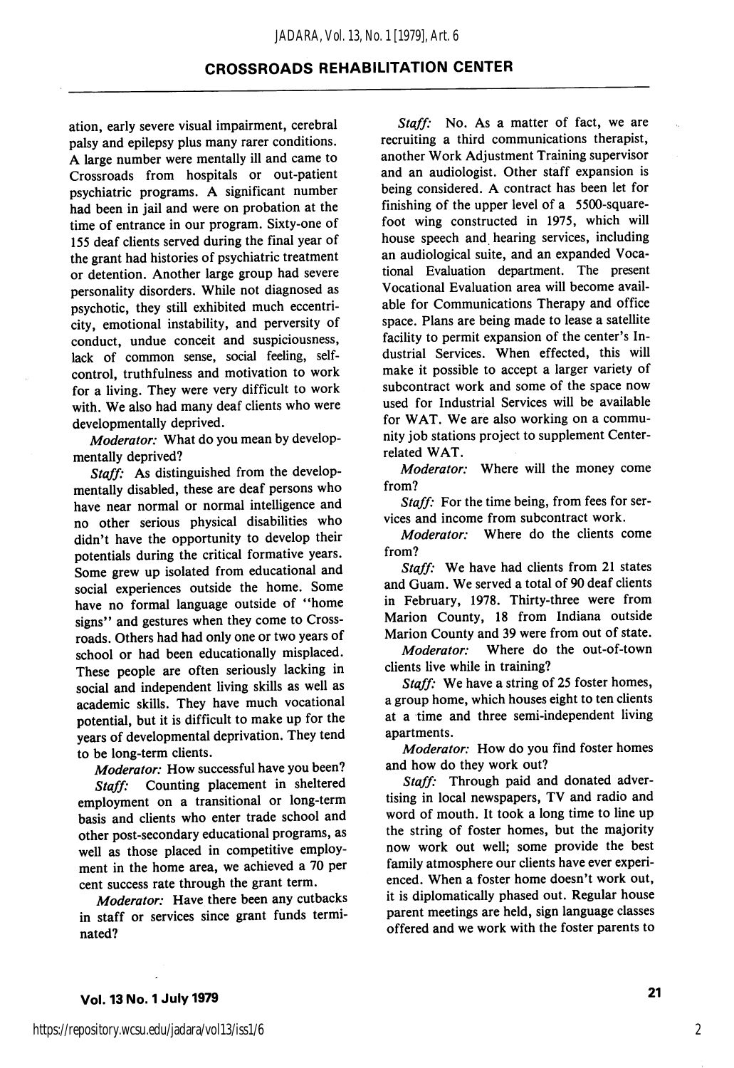ation, early severe visual impairment, cerebral palsy and epilepsy plus many rarer conditions. A large number were mentally ill and came to Crossroads from hospitals or out-patient psychiatric programs. A significant number had been in jail and were on probation at the time of entrance in our program. Sixty-one of 155 deaf clients served during the final year of the grant had histories of psychiatric treatment or detention. Another large group had severe personality disorders. While not diagnosed as psychotic, they still exhibited much eccentricity, emotional instability, and perversity of conduct, undue conceit and suspiciousness, lack of common sense, social feeling, self-control, truthfulness and motivation to work for a living. They were very difficult to work with. We also had many deaf clients who were developmentally deprived.

*Moderator:* What do you mean by developmentally deprived?

*Staff:* As distinguished from the developmentally disabled, these are deaf persons who have near normal or normal intelligence and no other serious physical disabilities who didn't have the opportunity to develop their potentials during the critical formative years. Some grew up isolated from educational and social experiences outside the home. Some have no formal language outside of "home signs" and gestures when they come to Crossroads. Others had had only one or two years of school or had been educationally misplaced. These people are often seriously lacking in social and independent living skills as well as academic skills. They have much vocational potential, but it is difficult to make up for the years of developmental deprivation. They tend to be long-term clients.

*Moderator:* How successful have you been?

*Staff:* Counting placement in sheltered employment on a transitional or long-term basis and clients who enter trade school and other post-secondary educational programs, as well as those placed in competitive employment in the home area, we achieved a 70 per cent success rate through the grant term.

*Moderator:* Have there been any cutbacks in staff or services since grant funds terminated?

*Staff:* No. As a matter of fact, we are recruiting a third communications therapist, another Work Adjustment Training supervisor and an audiologist. Other staff expansion is being considered. A contract has been let for finishing of the upper level of a 5500-square-foot wing constructed in 1975, which will house speech and hearing services, including an audiological suite, and an expanded Vocational Evaluation department. The present Vocational Evaluation area will become available for Communications Therapy and office space. Plans are being made to lease a satellite facility to permit expansion of the center's Industrial Services. When effected, this will make it possible to accept a larger variety of subcontract work and some of the space now used for Industrial Services will be available for WAT. We are also working on a community job stations project to supplement Center-related WAT.

*Moderator:* Where will the money come from?

*Staff:* For the time being, from fees for services and income from subcontract work.

*Moderator:* Where do the clients come from?

*Staff:* We have had clients from 21 states and Guam. We served a total of 90 deaf clients in February, 1978. Thirty-three were from Marion County, 18 from Indiana outside Marion County and 39 were from out of state.

*Moderator:* Where do the out-of-town clients live while in training?

*Staff:* We have a string of 25 foster homes, a group home, which houses eight to ten clients at a time and three semi-independent living apartments.

*Moderator:* How do you find foster homes and how do they work out?

*Staff:* Through paid and donated advertising in local newspapers, TV and radio and word of mouth. It took a long time to line up the string of foster homes, but the majority now work out well; some provide the best family atmosphere our clients have ever experienced. When a foster home doesn't work out, it is diplomatically phased out. Regular house parent meetings are held, sign language classes offered and we work with the foster parents to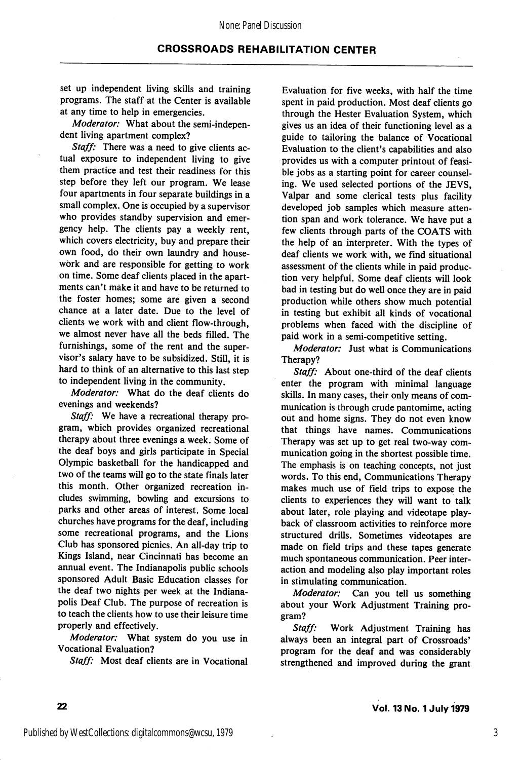set up independent living skills and training programs. The staff at the Center is available at any time to help in emergencies.

*Moderator:* What about the semi-independent living apartment complex?

*Staff:* There was a need to give clients actual exposure to independent living to give them practice and test their readiness for this step before they left our program. We lease four apartments in four separate buildings in a small complex. One is occupied by a supervisor who provides standby supervision and emergency help. The clients pay a weekly rent, which covers electricity, buy and prepare their own food, do their own laundry and housework and are responsible for getting to work on time. Some deaf clients placed in the apartments can't make it and have to be returned to the foster homes; some are given a second chance at a later date. Due to the level of clients we work with and client flow-through, we almost never have all the beds filled. The furnishings, some of the rent and the supervisor's salary have to be subsidized. Still, it is hard to think of an alternative to this last step to independent living in the community.

*Moderator:* What do the deaf clients do evenings and weekends?

*Staff:* We have a recreational therapy program, which provides organized recreational therapy about three evenings a week. Some of the deaf boys and girls participate in Special Olympic basketball for the handicapped and two of the teams will go to the state finals later this month. Other organized recreation includes swimming, bowling and excursions to parks and other areas of interest. Some local churches have programs for the deaf, including some recreational programs, and the Lions Club has sponsored picnics. An all-day trip to Kings Island, near Cincinnati has become an annual event. The Indianapolis public schools sponsored Adult Basic Education classes for the deaf two nights per week at the Indianapolis Deaf Club. The purpose of recreation is to teach the clients how to use their leisure time properly and effectively.

*Moderator:* What system do you use in Vocational Evaluation?

*Staff:* Most deaf clients are in Vocational Evaluation for five weeks, with half the time spent in paid production. Most deaf clients go through the Hester Evaluation System, which gives us an idea of their functioning level as a guide to tailoring the balance of Vocational Evaluation to the client's capabilities and also provides us with a computer printout of feasible jobs as a starting point for career counseling. We used selected portions of the JEVS, Valpar and some clerical tests plus facility developed job samples which measure attention span and work tolerance. We have put a few clients through parts of the COATS with the help of an interpreter. With the types of deaf clients we work with, we find situational assessment of the clients while in paid production very helpful. Some deaf clients will look bad in testing but do well once they are in paid production while others show much potential in testing but exhibit all kinds of vocational problems when faced with the discipline of paid work in a semi-competitive setting.

*Moderator:* Just what is Communications Therapy?

*Staff:* About one-third of the deaf clients enter the program with minimal language skills. In many cases, their only means of communication is through crude pantomime, acting out and home signs. They do not even know that things have names. Communications Therapy was set up to get real two-way communication going in the shortest possible time. The emphasis is on teaching concepts, not just words. To this end, Communications Therapy makes much use of field trips to expose the clients to experiences they will want to talk about later, role playing and videotape playback of classroom activities to reinforce more structured drills. Sometimes videotapes are made on field trips and these tapes generate much spontaneous communication. Peer interaction and modeling also play important roles in stimulating communication.

*Moderator:* Can you tell us something about your Work Adjustment Training program?

*Staff:* Work Adjustment Training has always been an integral part of Crossroads' program for the deaf and was considerably strengthened and improved during the grant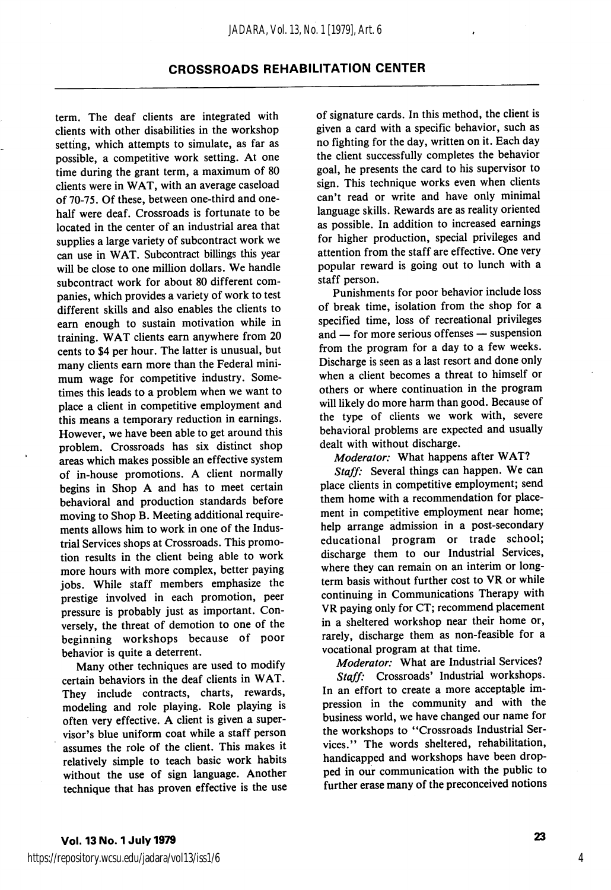term. The deaf clients are integrated with clients with other disabilities in the workshop setting, which attempts to simulate, as far as possible, a competitive work setting. At one time during the grant term, a maximum of 80 clients were in WAT, with an average caseload of 70-75. Of these, between one-third and one-half were deaf. Crossroads is fortunate to be located in the center of an industrial area that supplies a large variety of subcontract work we can use in WAT. Subcontract billings this year will be close to one million dollars. We handle subcontract work for about 80 different companies, which provides a variety of work to test different skills and also enables the clients to earn enough to sustain motivation while in training. WAT clients earn anywhere from 20 cents to $4 per hour. The latter is unusual, but many clients earn more than the Federal minimum wage for competitive industry. Sometimes this leads to a problem when we want to place a client in competitive employment and this means a temporary reduction in earnings. However, we have been able to get around this problem. Crossroads has six distinct shop areas which makes possible an effective system of in-house promotions. A client normally begins in Shop A and has to meet certain behavioral and production standards before moving to Shop B. Meeting additional requirements allows him to work in one of the Industrial Services shops at Crossroads. This promotion results in the client being able to work more hours with more complex, better paying jobs. While staff members emphasize the prestige involved in each promotion, peer pressure is probably just as important. Conversely, the threat of demotion to one of the beginning workshops because of poor behavior is quite a deterrent.

Many other techniques are used to modify certain behaviors in the deaf clients in WAT. They include contracts, charts, rewards, modeling and role playing. Role playing is often very effective. A client is given a supervisor's blue uniform coat while a staff person assumes the role of the client. This makes it relatively simple to teach basic work habits without the use of sign language. Another technique that has proven effective is the use of signature cards. In this method, the client is given a card with a specific behavior, such as no fighting for the day, written on it. Each day the client successfully completes the behavior goal, he presents the card to his supervisor to sign. This technique works even when clients can't read or write and have only minimal language skills. Rewards are as reality oriented as possible. In addition to increased earnings for higher production, special privileges and attention from the staff are effective. One very popular reward is going out to lunch with a staff person.

Punishments for poor behavior include loss of break time, isolation from the shop for a specified time, loss of recreational privileges and — for more serious offenses — suspension from the program for a day to a few weeks. Discharge is seen as a last resort and done only when a client becomes a threat to himself or others or where continuation in the program will likely do more harm than good. Because of the type of clients we work with, severe behavioral problems are expected and usually dealt with without discharge.

*Moderator:* What happens after WAT?

*Staff:* Several things can happen. We can place clients in competitive employment; send them home with a recommendation for placement in competitive employment near home; help arrange admission in a post-secondary educational program or trade school; discharge them to our Industrial Services, where they can remain on an interim or long-term basis without further cost to VR or while continuing in Communications Therapy with VR paying only for CT; recommend placement in a sheltered workshop near their home or, rarely, discharge them as non-feasible for a vocational program at that time.

*Moderator:* What are Industrial Services?

*Staff:* Crossroads' Industrial workshops. In an effort to create a more acceptable impression in the community and with the business world, we have changed our name for the workshops to "Crossroads Industrial Services." The words sheltered, rehabilitation, handicapped and workshops have been dropped in our communication with the public to further erase many of the preconceived notions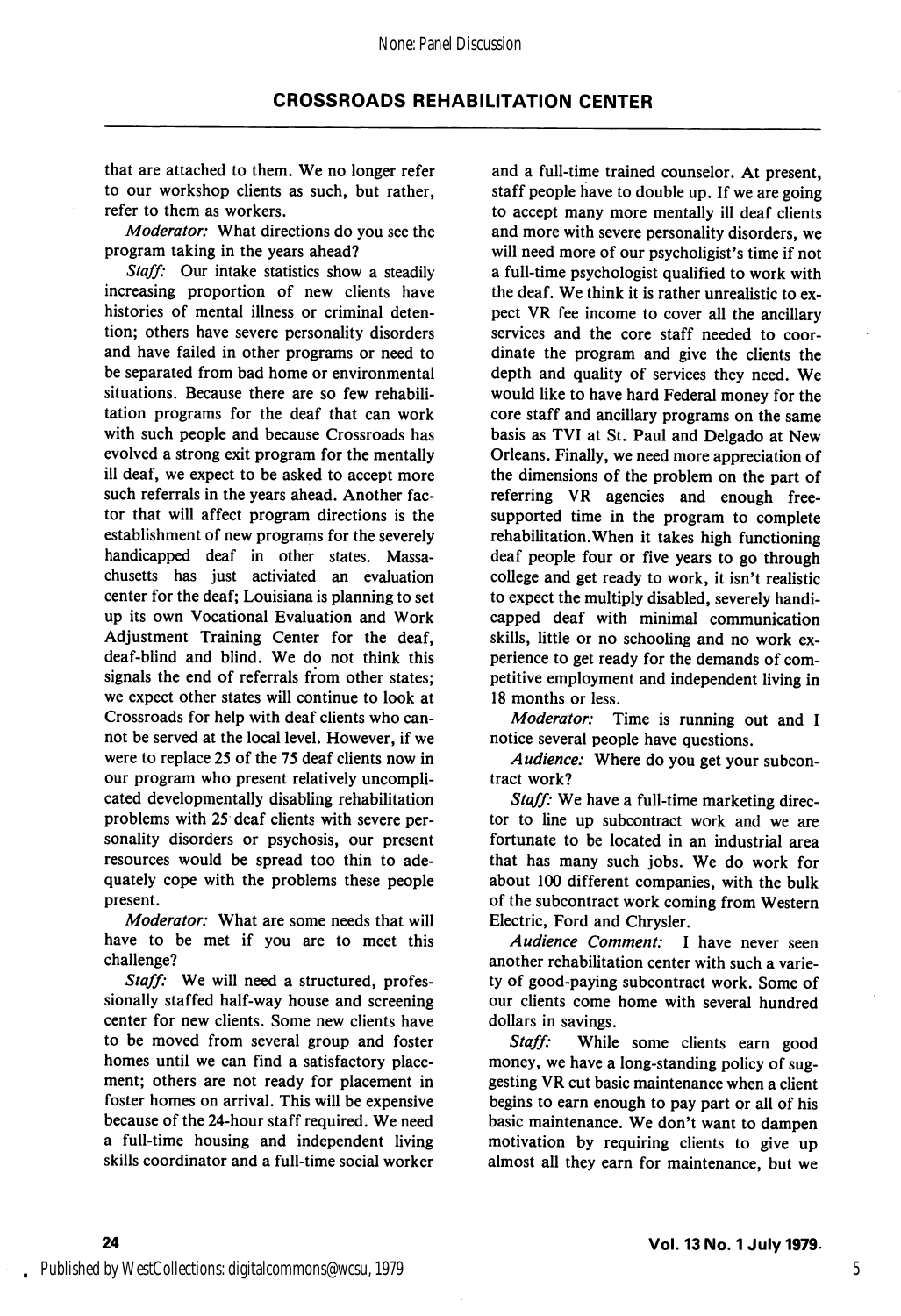that are attached to them. We no longer refer to our workshop clients as such, but rather, refer to them as workers.

*Moderator:* What directions do you see the program taking in the years ahead?

*Staff:* Our intake statistics show a steadily increasing proportion of new clients have histories of mental illness or criminal detention; others have severe personality disorders and have failed in other programs or need to be separated from bad home or environmental situations. Because there are so few rehabilitation programs for the deaf that can work with such people and because Crossroads has evolved a strong exit program for the mentally ill deaf, we expect to be asked to accept more such referrals in the years ahead. Another factor that will affect program directions is the establishment of new programs for the severely handicapped deaf in other states. Massachusetts has just activiated an evaluation center for the deaf; Louisiana is planning to set up its own Vocational Evaluation and Work Adjustment Training Center for the deaf, deaf-blind and blind. We do not think this signals the end of referrals from other states; we expect other states will continue to look at Crossroads for help with deaf clients who cannot be served at the local level. However, if we were to replace 25 of the 75 deaf clients now in our program who present relatively uncomplicated developmentally disabling rehabilitation problems with 25 deaf clients with severe personality disorders or psychosis, our present resources would be spread too thin to adequately cope with the problems these people present.

*Moderator:* What are some needs that will have to be met if you are to meet this challenge?

*Staff:* We will need a structured, professionally staffed half-way house and screening center for new clients. Some new clients have to be moved from several group and foster homes until we can find a satisfactory placement; others are not ready for placement in foster homes on arrival. This will be expensive because of the 24-hour staff required. We need a full-time housing and independent living skills coordinator and a full-time social worker and a full-time trained counselor. At present, staff people have to double up. If we are going to accept many more mentally ill deaf clients and more with severe personality disorders, we will need more of our psycholigist's time if not a full-time psychologist qualified to work with the deaf. We think it is rather unrealistic to expect VR fee income to cover all the ancillary services and the core staff needed to coordinate the program and give the clients the depth and quality of services they need. We would like to have hard Federal money for the core staff and ancillary programs on the same basis as TVI at St. Paul and Delgado at New Orleans. Finally, we need more appreciation of the dimensions of the problem on the part of referring VR agencies and enough fee-supported time in the program to complete rehabilitation. When it takes high functioning deaf people four or five years to go through college and get ready to work, it isn't realistic to expect the multiply disabled, severely handicapped deaf with minimal communication skills, little or no schooling and no work experience to get ready for the demands of competitive employment and independent living in 18 months or less.

*Moderator:* Time is running out and I notice several people have questions.

*Audience:* Where do you get your subcontract work?

*Staff:* We have a full-time marketing director to line up subcontract work and we are fortunate to be located in an industrial area that has many such jobs. We do work for about 100 different companies, with the bulk of the subcontract work coming from Western Electric, Ford and Chrysler.

*Audience Comment:* I have never seen another rehabilitation center with such a variety of good-paying subcontract work. Some of our clients come home with several hundred dollars in savings.

*Staff:* While some clients earn good money, we have a long-standing policy of suggesting VR cut basic maintenance when a client begins to earn enough to pay part or all of his basic maintenance. We don't want to dampen motivation by requiring clients to give up almost all they earn for maintenance, but we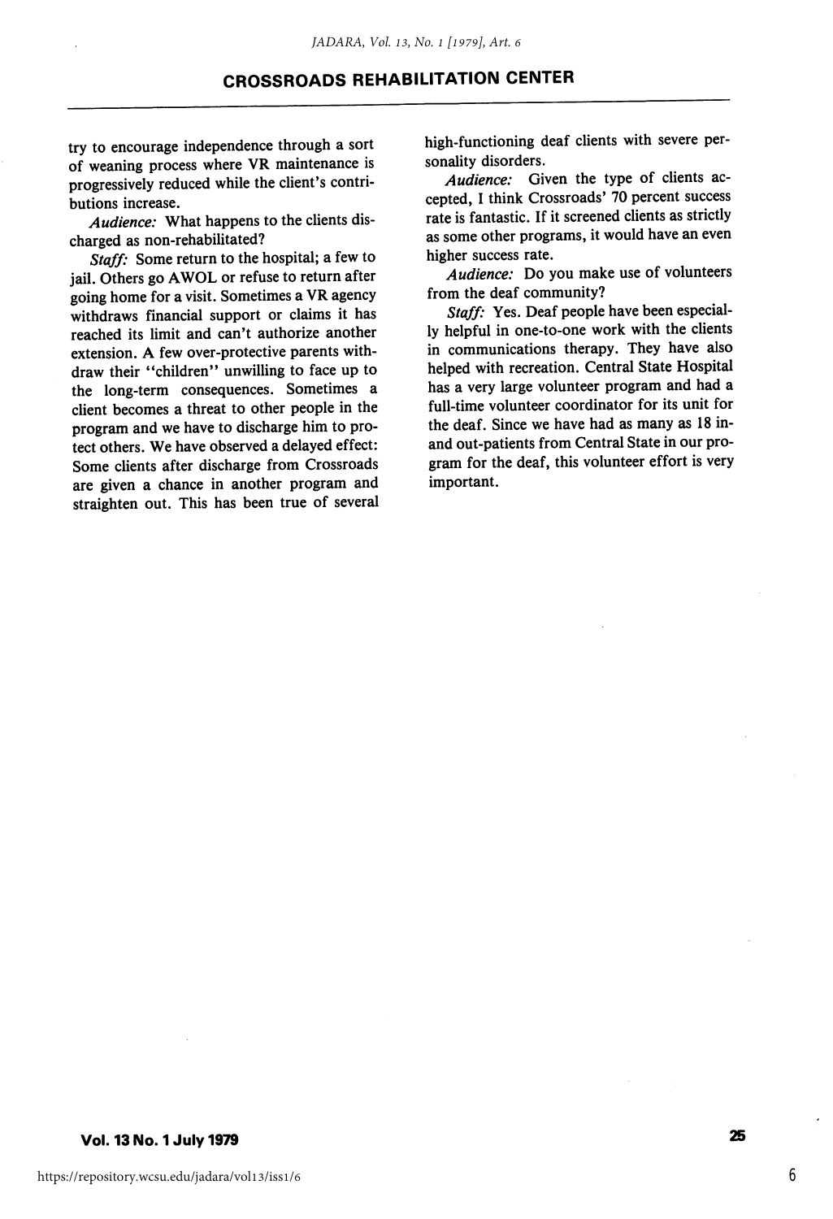try to encourage independence through a sort of weaning process where VR maintenance is progressively reduced while the client's contributions increase.

*Audience:* What happens to the clients discharged as non-rehabilitated?

*Staff:* Some return to the hospital; a few to jail. Others go AWOL or refuse to return after going home for a visit. Sometimes a VR agency withdraws financial support or claims it has reached its limit and can't authorize another extension. A few over-protective parents withdraw their "children" unwilling to face up to the long-term consequences. Sometimes a client becomes a threat to other people in the program and we have to discharge him to protect others. We have observed a delayed effect: Some clients after discharge from Crossroads are given a chance in another program and straighten out. This has been true of several high-functioning deaf clients with severe personality disorders.

*Audience:* Given the type of clients accepted, I think Crossroads' 70 percent success rate is fantastic. If it screened clients as strictly as some other programs, it would have an even higher success rate.

*Audience:* Do you make use of volunteers from the deaf community?

*Staff:* Yes. Deaf people have been especially helpful in one-to-one work with the clients in communications therapy. They have also helped with recreation. Central State Hospital has a very large volunteer program and had a full-time volunteer coordinator for its unit for the deaf. Since we have had as many as 18 in- and out-patients from Central State in our program for the deaf, this volunteer effort is very important.